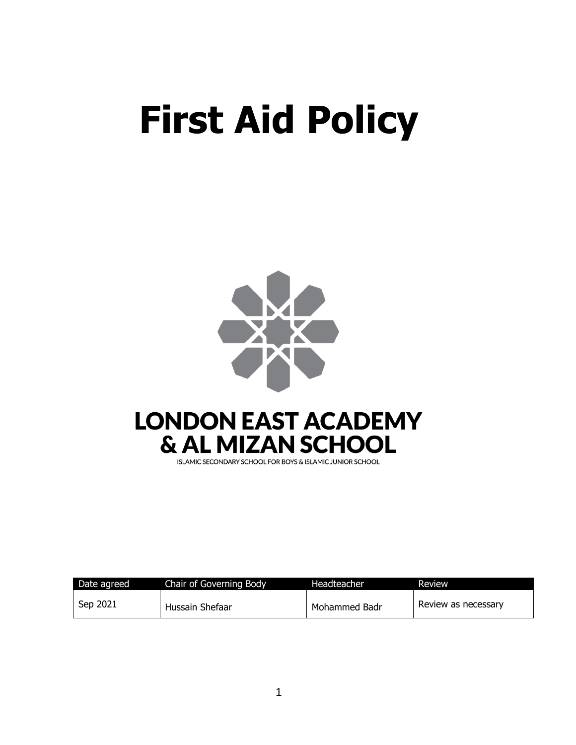# First Aid Policy

LONDON EAST ACADEMY
& AL MIZAN SCHOOL

ISLAMIC SECONDARY SCHOOL FOR BOYS & ISLAMIC JUNIOR SCHOOL

| Date agreed | Chair of Governing Body | Headteacher | Review |
|---|---|---|---|
| Sep 2021 | Hussain Shefaar | Mohammed Badr | Review as necessary |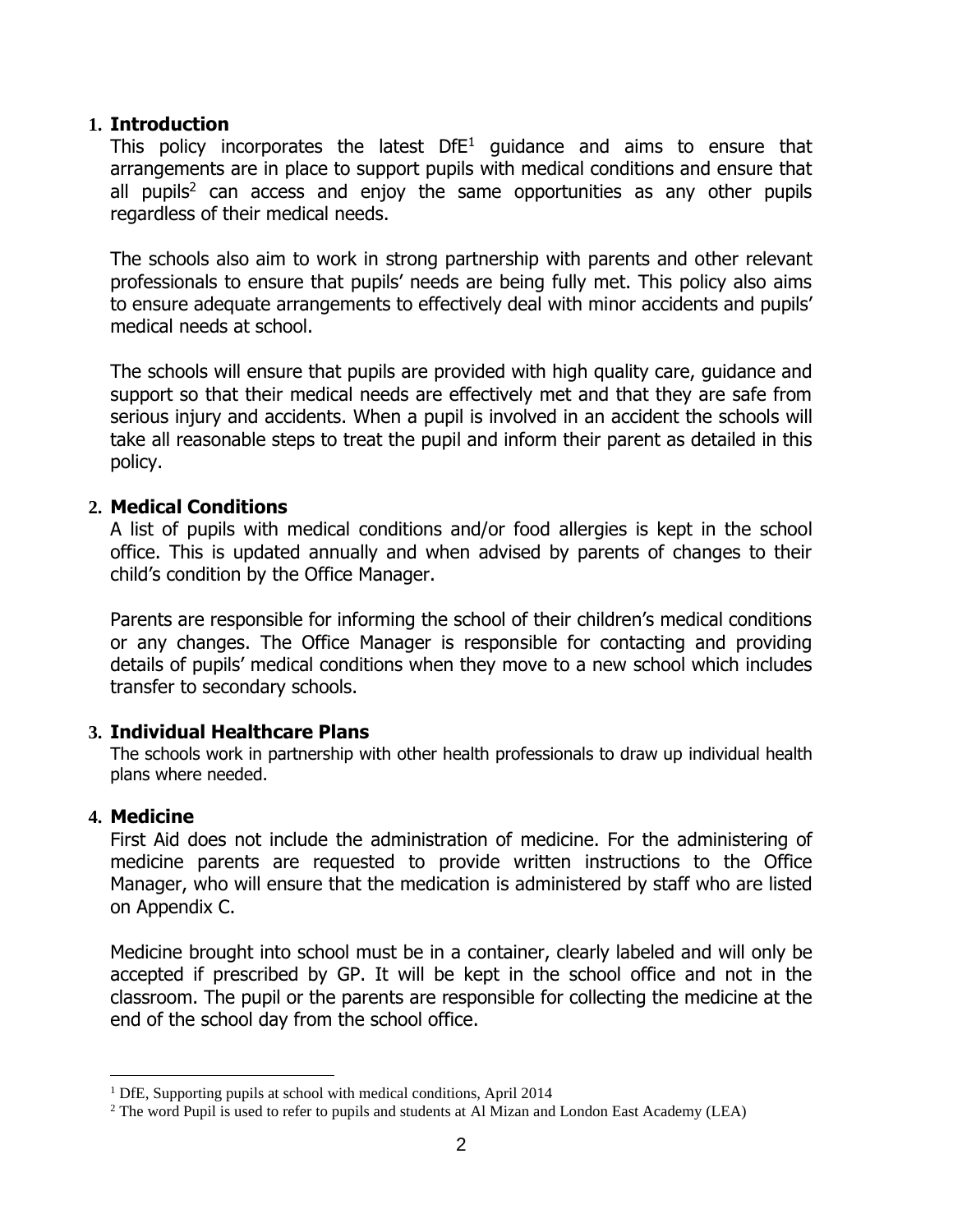## 1. Introduction

This policy incorporates the latest DfE[1] guidance and aims to ensure that arrangements are in place to support pupils with medical conditions and ensure that all pupils[2] can access and enjoy the same opportunities as any other pupils regardless of their medical needs.

The schools also aim to work in strong partnership with parents and other relevant professionals to ensure that pupils' needs are being fully met. This policy also aims to ensure adequate arrangements to effectively deal with minor accidents and pupils' medical needs at school.

The schools will ensure that pupils are provided with high quality care, guidance and support so that their medical needs are effectively met and that they are safe from serious injury and accidents. When a pupil is involved in an accident the schools will take all reasonable steps to treat the pupil and inform their parent as detailed in this policy.

## 2. Medical Conditions

A list of pupils with medical conditions and/or food allergies is kept in the school office. This is updated annually and when advised by parents of changes to their child's condition by the Office Manager.

Parents are responsible for informing the school of their children's medical conditions or any changes. The Office Manager is responsible for contacting and providing details of pupils' medical conditions when they move to a new school which includes transfer to secondary schools.

## 3. Individual Healthcare Plans

The schools work in partnership with other health professionals to draw up individual health plans where needed.

## 4. Medicine

First Aid does not include the administration of medicine. For the administering of medicine parents are requested to provide written instructions to the Office Manager, who will ensure that the medication is administered by staff who are listed on Appendix C.

Medicine brought into school must be in a container, clearly labeled and will only be accepted if prescribed by GP. It will be kept in the school office and not in the classroom. The pupil or the parents are responsible for collecting the medicine at the end of the school day from the school office.

---

[1] DfE, Supporting pupils at school with medical conditions, April 2014

[2] The word Pupil is used to refer to pupils and students at Al Mizan and London East Academy (LEA)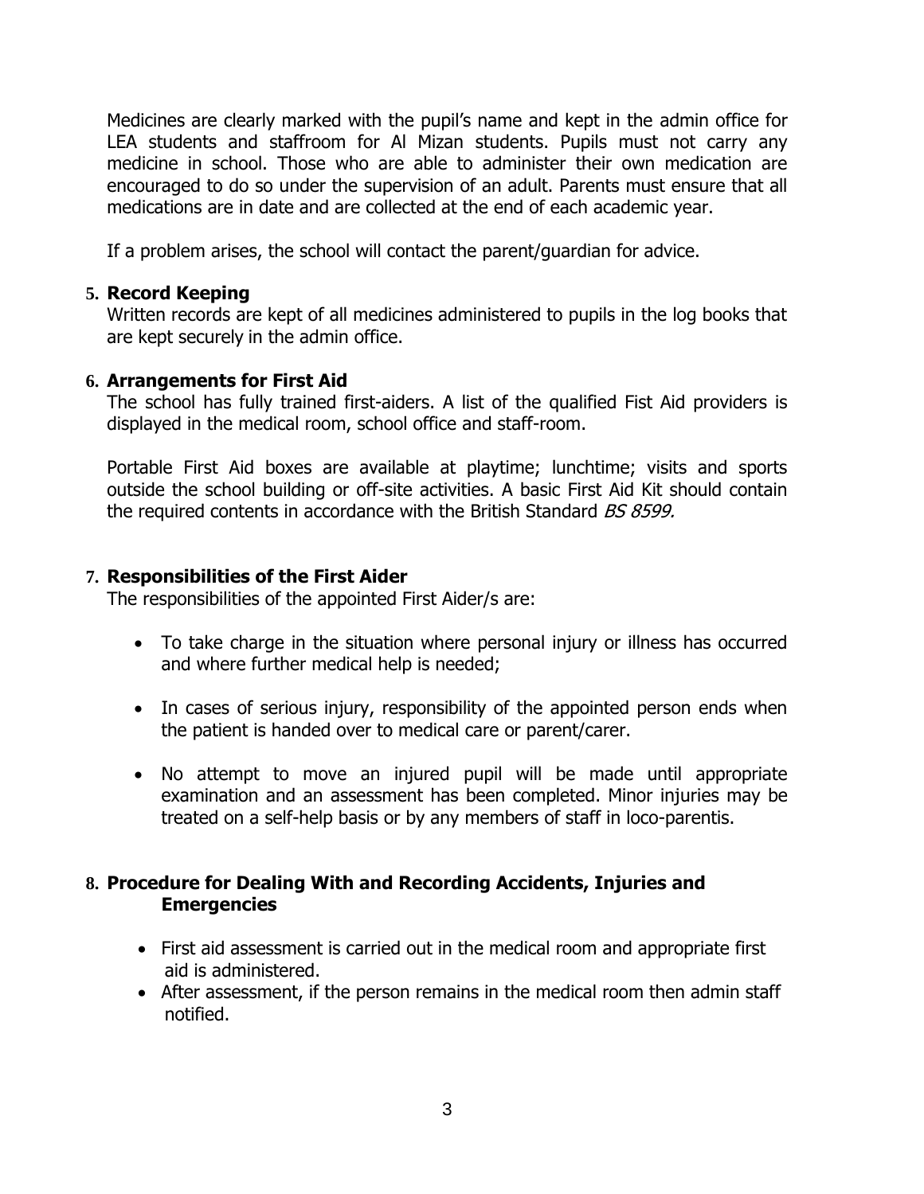Medicines are clearly marked with the pupil's name and kept in the admin office for LEA students and staffroom for Al Mizan students. Pupils must not carry any medicine in school. Those who are able to administer their own medication are encouraged to do so under the supervision of an adult. Parents must ensure that all medications are in date and are collected at the end of each academic year.

If a problem arises, the school will contact the parent/guardian for advice.

## 5. Record Keeping

Written records are kept of all medicines administered to pupils in the log books that are kept securely in the admin office.

## 6. Arrangements for First Aid

The school has fully trained first-aiders. A list of the qualified Fist Aid providers is displayed in the medical room, school office and staff-room.

Portable First Aid boxes are available at playtime; lunchtime; visits and sports outside the school building or off-site activities. A basic First Aid Kit should contain the required contents in accordance with the British Standard *BS 8599.*

## 7. Responsibilities of the First Aider

The responsibilities of the appointed First Aider/s are:

- To take charge in the situation where personal injury or illness has occurred and where further medical help is needed;
- In cases of serious injury, responsibility of the appointed person ends when the patient is handed over to medical care or parent/carer.
- No attempt to move an injured pupil will be made until appropriate examination and an assessment has been completed. Minor injuries may be treated on a self-help basis or by any members of staff in loco-parentis.

## 8. Procedure for Dealing With and Recording Accidents, Injuries and Emergencies

- First aid assessment is carried out in the medical room and appropriate first aid is administered.
- After assessment, if the person remains in the medical room then admin staff notified.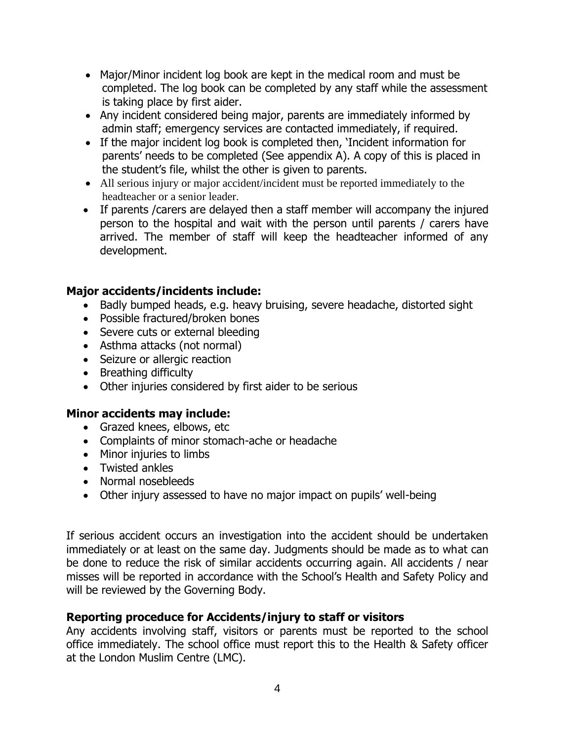- Major/Minor incident log book are kept in the medical room and must be completed. The log book can be completed by any staff while the assessment is taking place by first aider.
- Any incident considered being major, parents are immediately informed by admin staff; emergency services are contacted immediately, if required.
- If the major incident log book is completed then, 'Incident information for parents' needs to be completed (See appendix A). A copy of this is placed in the student's file, whilst the other is given to parents.
- All serious injury or major accident/incident must be reported immediately to the headteacher or a senior leader.
- If parents /carers are delayed then a staff member will accompany the injured person to the hospital and wait with the person until parents / carers have arrived. The member of staff will keep the headteacher informed of any development.

**Major accidents/incidents include:**

- Badly bumped heads, e.g. heavy bruising, severe headache, distorted sight
- Possible fractured/broken bones
- Severe cuts or external bleeding
- Asthma attacks (not normal)
- Seizure or allergic reaction
- Breathing difficulty
- Other injuries considered by first aider to be serious

**Minor accidents may include:**

- Grazed knees, elbows, etc
- Complaints of minor stomach-ache or headache
- Minor injuries to limbs
- Twisted ankles
- Normal nosebleeds
- Other injury assessed to have no major impact on pupils' well-being

If serious accident occurs an investigation into the accident should be undertaken immediately or at least on the same day. Judgments should be made as to what can be done to reduce the risk of similar accidents occurring again. All accidents / near misses will be reported in accordance with the School's Health and Safety Policy and will be reviewed by the Governing Body.

**Reporting proceduce for Accidents/injury to staff or visitors**

Any accidents involving staff, visitors or parents must be reported to the school office immediately. The school office must report this to the Health & Safety officer at the London Muslim Centre (LMC).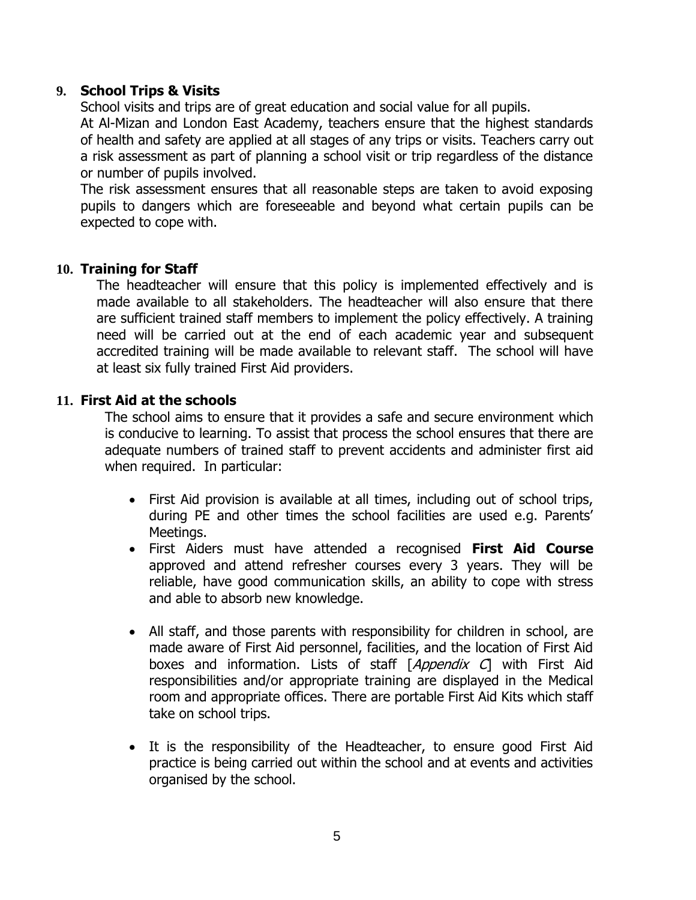## 9. School Trips & Visits

School visits and trips are of great education and social value for all pupils.

At Al-Mizan and London East Academy, teachers ensure that the highest standards of health and safety are applied at all stages of any trips or visits. Teachers carry out a risk assessment as part of planning a school visit or trip regardless of the distance or number of pupils involved.

The risk assessment ensures that all reasonable steps are taken to avoid exposing pupils to dangers which are foreseeable and beyond what certain pupils can be expected to cope with.

## 10. Training for Staff

The headteacher will ensure that this policy is implemented effectively and is made available to all stakeholders. The headteacher will also ensure that there are sufficient trained staff members to implement the policy effectively. A training need will be carried out at the end of each academic year and subsequent accredited training will be made available to relevant staff. The school will have at least six fully trained First Aid providers.

## 11. First Aid at the schools

The school aims to ensure that it provides a safe and secure environment which is conducive to learning. To assist that process the school ensures that there are adequate numbers of trained staff to prevent accidents and administer first aid when required. In particular:

- First Aid provision is available at all times, including out of school trips, during PE and other times the school facilities are used e.g. Parents' Meetings.
- First Aiders must have attended a recognised **First Aid Course** approved and attend refresher courses every 3 years. They will be reliable, have good communication skills, an ability to cope with stress and able to absorb new knowledge.
- All staff, and those parents with responsibility for children in school, are made aware of First Aid personnel, facilities, and the location of First Aid boxes and information. Lists of staff [*Appendix C*] with First Aid responsibilities and/or appropriate training are displayed in the Medical room and appropriate offices. There are portable First Aid Kits which staff take on school trips.
- It is the responsibility of the Headteacher, to ensure good First Aid practice is being carried out within the school and at events and activities organised by the school.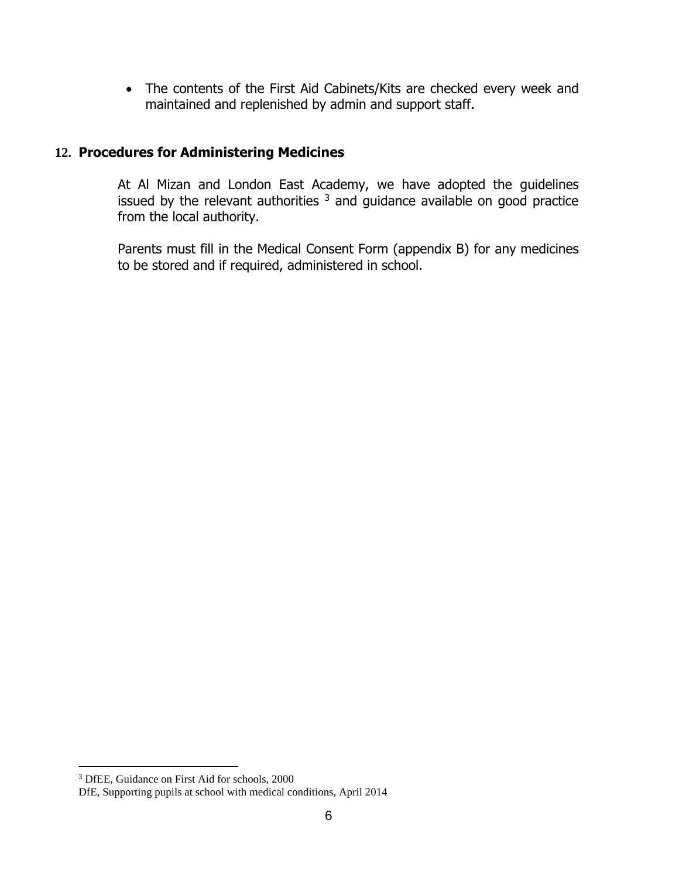- The contents of the First Aid Cabinets/Kits are checked every week and maintained and replenished by admin and support staff.

## 12. Procedures for Administering Medicines

At Al Mizan and London East Academy, we have adopted the guidelines issued by the relevant authorities [3] and guidance available on good practice from the local authority.

Parents must fill in the Medical Consent Form (appendix B) for any medicines to be stored and if required, administered in school.

---

[3] DfEE, Guidance on First Aid for schools, 2000
DfE, Supporting pupils at school with medical conditions, April 2014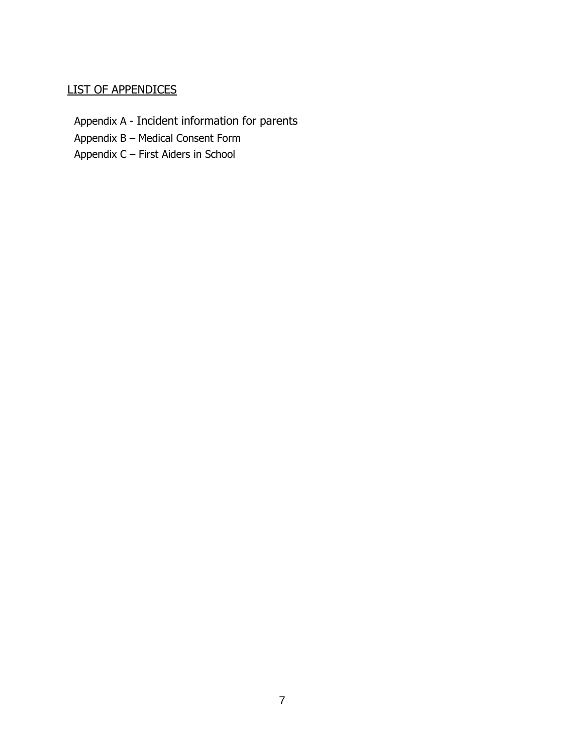## LIST OF APPENDICES

Appendix A - Incident information for parents

Appendix B – Medical Consent Form

Appendix C – First Aiders in School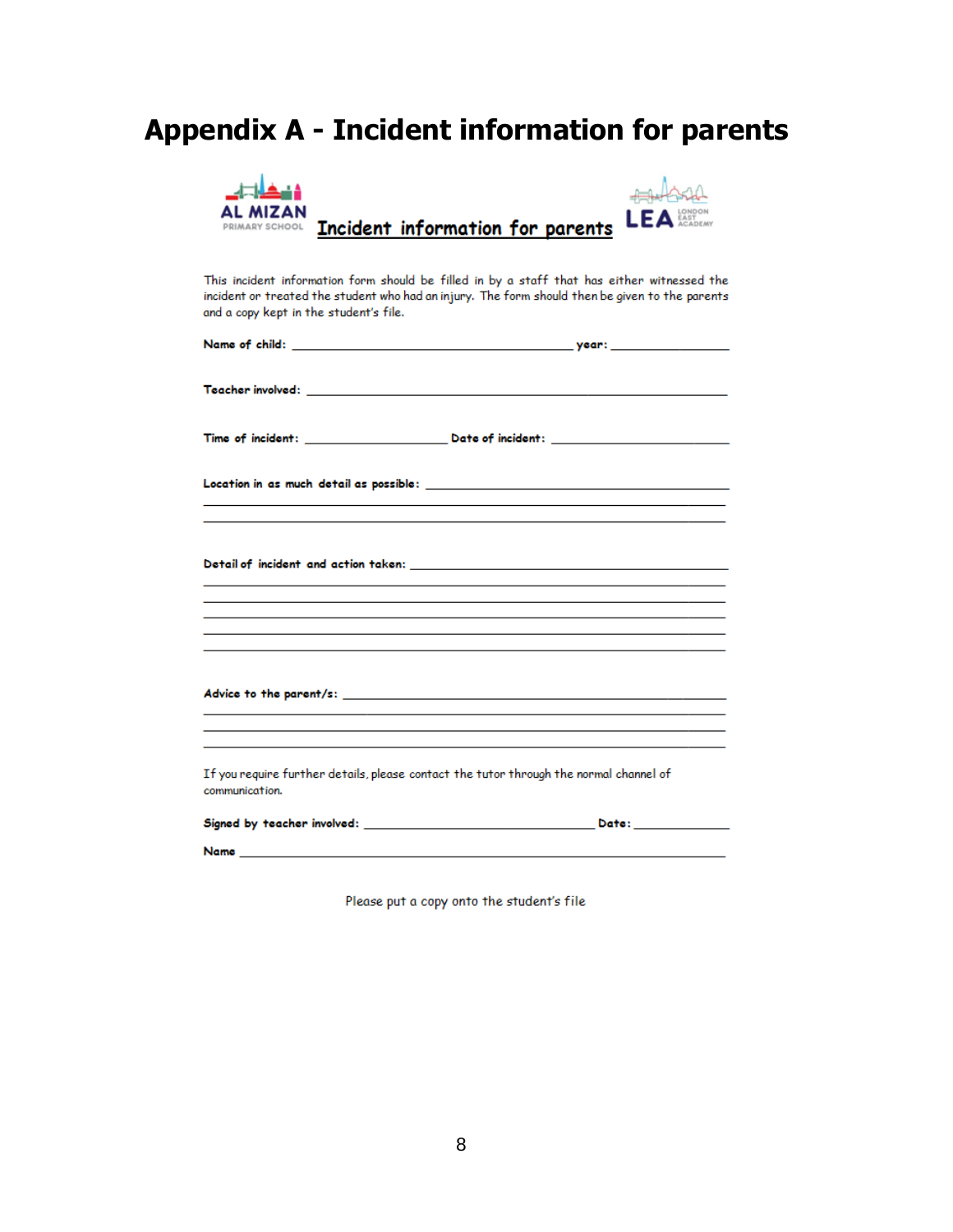# Appendix A - Incident information for parents

AL MIZAN PRIMARY SCHOOL **Incident information for parents** LEA LONDON EAST ACADEMY

This incident information form should be filled in by a staff that has either witnessed the incident or treated the student who had an injury. The form should then be given to the parents and a copy kept in the student's file.

**Name of child:** ________________________________ **year:** ______________

**Teacher involved:** ________________________________________________

**Time of incident:** ________________ **Date of incident:** ________________

**Location in as much detail as possible:** ________________________________
______________________________________________________________
______________________________________________________________

**Detail of incident and action taken:** ___________________________________
______________________________________________________________
______________________________________________________________
______________________________________________________________
______________________________________________________________
______________________________________________________________

**Advice to the parent/s:** ______________________________________________
______________________________________________________________
______________________________________________________________
______________________________________________________________

If you require further details, please contact the tutor through the normal channel of communication.

**Signed by teacher involved:** ___________________________ **Date:** ___________

**Name** ______________________________________________________

Please put a copy onto the student's file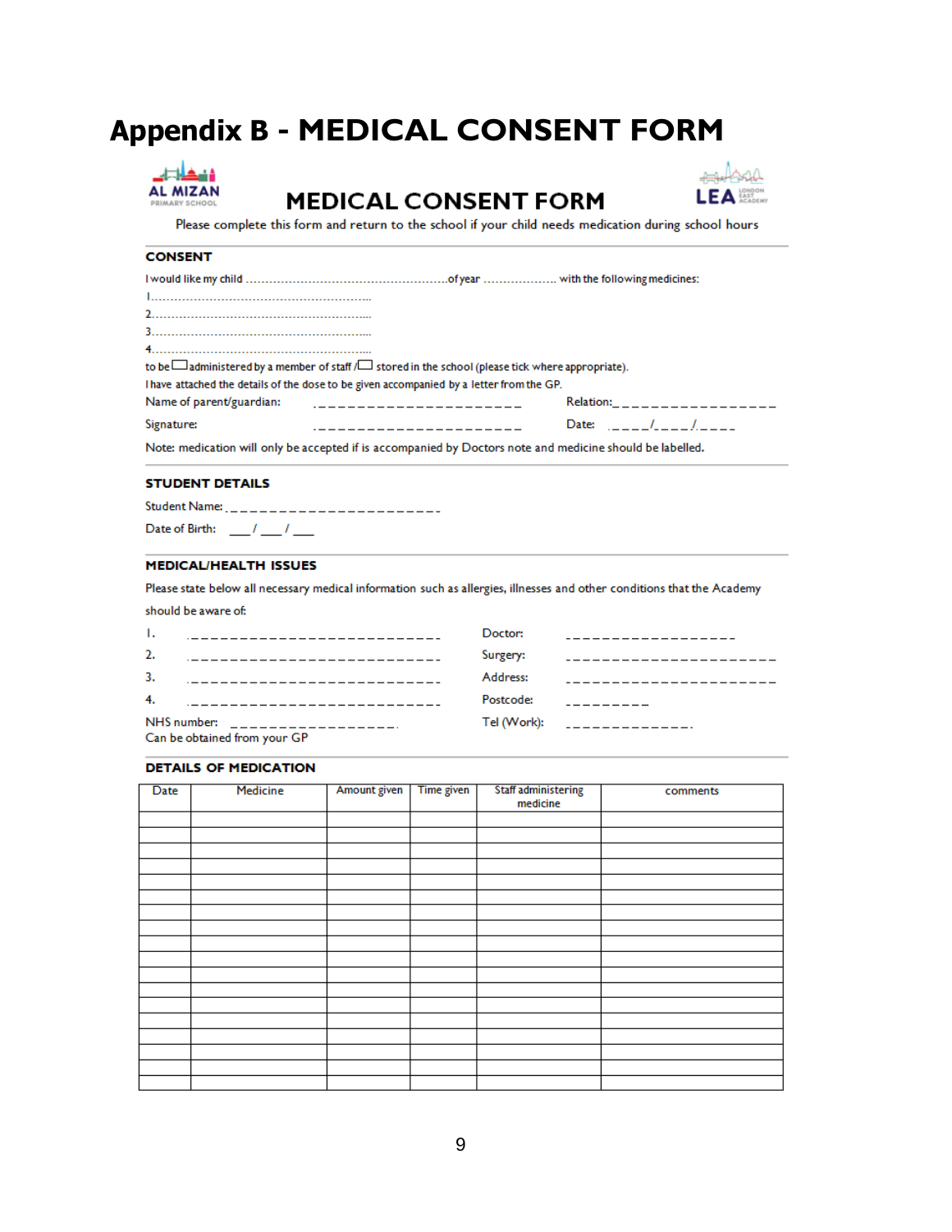# Appendix B - MEDICAL CONSENT FORM

AL MIZAN PRIMARY SCHOOL

## MEDICAL CONSENT FORM

LEA LONDON EAST ACADEMY

Please complete this form and return to the school if your child needs medication during school hours

### CONSENT

I would like my child ..................................................... of year .................. with the following medicines:

1.........................................................

2.........................................................

3.........................................................

4.........................................................

to be ☐ administered by a member of staff / ☐ stored in the school (please tick where appropriate).

I have attached the details of the dose to be given accompanied by a letter from the GP.

Name of parent/guardian: _______________________ Relation: __________________

Signature: _______________________ Date: ____/____/____

Note: medication will only be accepted if is accompanied by Doctors note and medicine should be labelled.

### STUDENT DETAILS

Student Name: _______________________

Date of Birth: ___/ ___/ ___

### MEDICAL/HEALTH ISSUES

Please state below all necessary medical information such as allergies, illnesses and other conditions that the Academy should be aware of:

1. ___________________________ Doctor: __________________
2. ___________________________ Surgery: ______________________
3. ___________________________ Address: ______________________
4. ___________________________ Postcode: _________

NHS number: __________________ Tel (Work): ______________

Can be obtained from your GP

### DETAILS OF MEDICATION

| Date | Medicine | Amount given | Time given | Staff administering medicine | comments |
|---|---|---|---|---|---|
| | | | | | |
| | | | | | |
| | | | | | |
| | | | | | |
| | | | | | |
| | | | | | |
| | | | | | |
| | | | | | |
| | | | | | |
| | | | | | |
| | | | | | |
| | | | | | |
| | | | | | |
| | | | | | |
| | | | | | |
| | | | | | |
| | | | | | |
| | | | | | |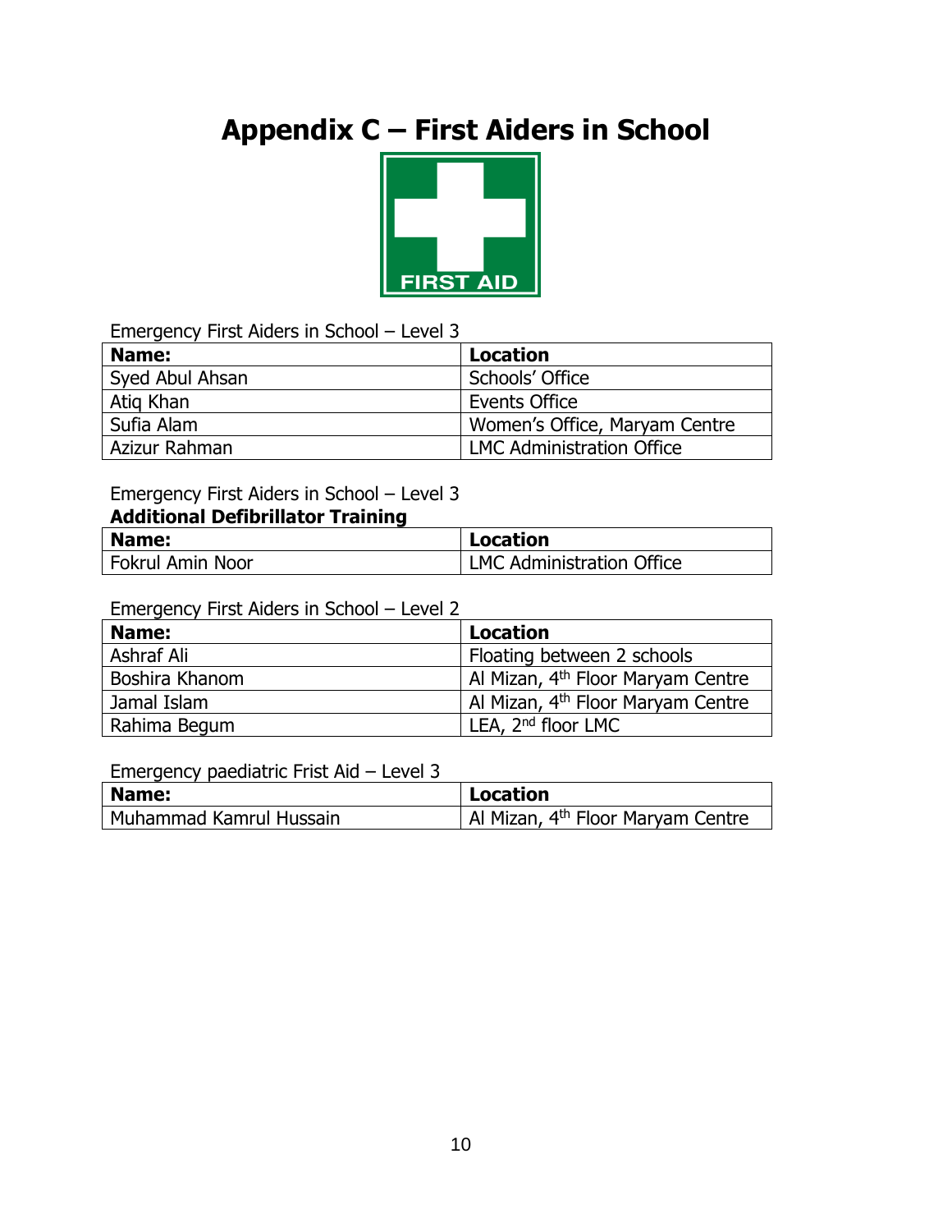# Appendix C – First Aiders in School

Emergency First Aiders in School – Level 3

| Name: | Location |
| --- | --- |
| Syed Abul Ahsan | Schools' Office |
| Atiq Khan | Events Office |
| Sufia Alam | Women's Office, Maryam Centre |
| Azizur Rahman | LMC Administration Office |

Emergency First Aiders in School – Level 3
**Additional Defibrillator Training**

| Name: | Location |
| --- | --- |
| Fokrul Amin Noor | LMC Administration Office |

Emergency First Aiders in School – Level 2

| Name: | Location |
| --- | --- |
| Ashraf Ali | Floating between 2 schools |
| Boshira Khanom | Al Mizan, 4th Floor Maryam Centre |
| Jamal Islam | Al Mizan, 4th Floor Maryam Centre |
| Rahima Begum | LEA, 2nd floor LMC |

Emergency paediatric Frist Aid – Level 3

| Name: | Location |
| --- | --- |
| Muhammad Kamrul Hussain | Al Mizan, 4th Floor Maryam Centre |